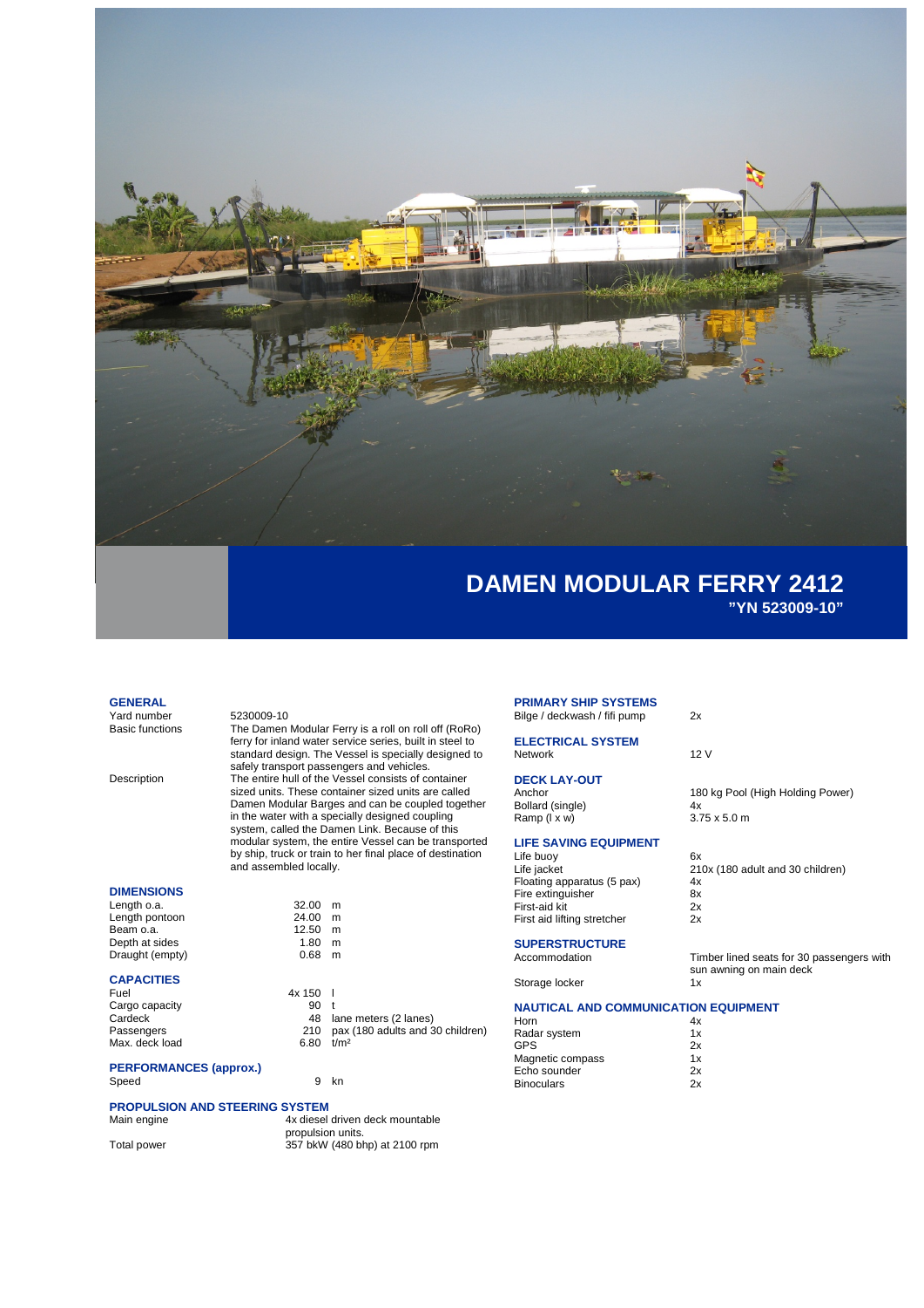# DAMEN MODULAR FERRY 2412

## "YN 523009-10"

### GENERAL

| | |
|---|---|
| Yard number | 5230009-10 |
| Basic functions | The Damen Modular Ferry is a roll on roll off (RoRo) ferry for inland water service series, built in steel to standard design. The Vessel is specially designed to safely transport passengers and vehicles. |
| Description | The entire hull of the Vessel consists of container sized units. These container sized units are called Damen Modular Barges and can be coupled together in the water with a specially designed coupling system, called the Damen Link. Because of this modular system, the entire Vessel can be transported by ship, truck or train to her final place of destination and assembled locally. |

### DIMENSIONS

| | | |
|---|---|---|
| Length o.a. | 32.00 | m |
| Length pontoon | 24.00 | m |
| Beam o.a. | 12.50 | m |
| Depth at sides | 1.80 | m |
| Draught (empty) | 0.68 | m |

### CAPACITIES

| | | |
|---|---|---|
| Fuel | 4x 150 | l |
| Cargo capacity | 90 | t |
| Cardeck | 48 | lane meters (2 lanes) |
| Passengers | 210 | pax (180 adults and 30 children) |
| Max. deck load | 6.80 | t/m² |

### PERFORMANCES (approx.)

| | | |
|---|---|---|
| Speed | 9 | kn |

### PROPULSION AND STEERING SYSTEM

| | |
|---|---|
| Main engine | 4x diesel driven deck mountable propulsion units. |
| Total power | 357 bkW (480 bhp) at 2100 rpm |

### PRIMARY SHIP SYSTEMS

| | |
|---|---|
| Bilge / deckwash / fifi pump | 2x |

### ELECTRICAL SYSTEM

| | |
|---|---|
| Network | 12 V |

### DECK LAY-OUT

| | |
|---|---|
| Anchor | 180 kg Pool (High Holding Power) |
| Bollard (single) | 4x |
| Ramp (l x w) | 3.75 x 5.0 m |

### LIFE SAVING EQUIPMENT

| | |
|---|---|
| Life buoy | 6x |
| Life jacket | 210x (180 adult and 30 children) |
| Floating apparatus (5 pax) | 4x |
| Fire extinguisher | 8x |
| First-aid kit | 2x |
| First aid lifting stretcher | 2x |

### SUPERSTRUCTURE

| | |
|---|---|
| Accommodation | Timber lined seats for 30 passengers with sun awning on main deck |
| Storage locker | 1x |

### NAUTICAL AND COMMUNICATION EQUIPMENT

| | |
|---|---|
| Horn | 4x |
| Radar system | 1x |
| GPS | 2x |
| Magnetic compass | 1x |
| Echo sounder | 2x |
| Binoculars | 2x |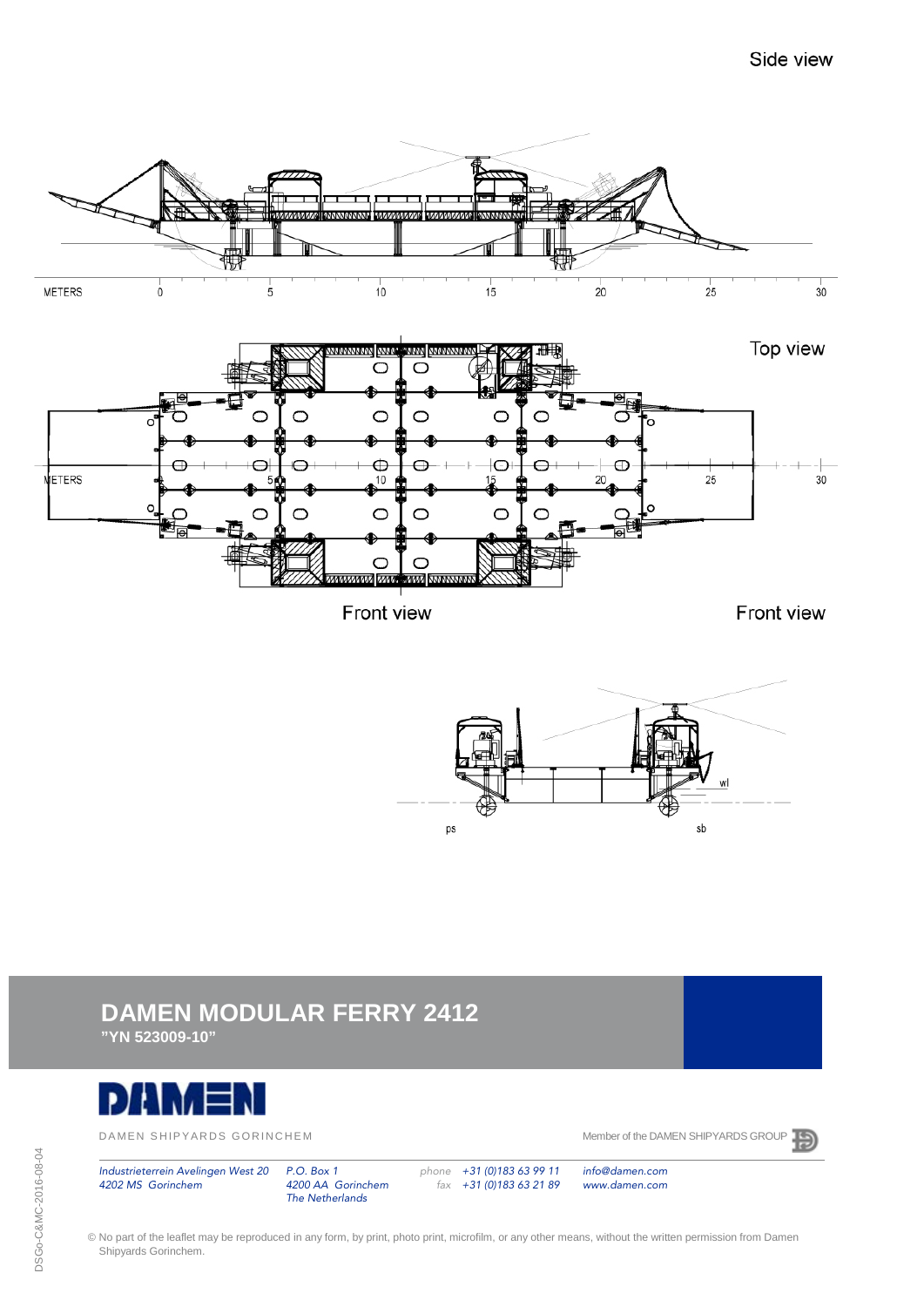Side view

METERS 0 5 10 15 20 25 30

Top view

METERS 5 10 15 20 25 30

Front view

Front view

wl

ps sb

# DAMEN MODULAR FERRY 2412

**"YN 523009-10"**

DAMEN SHIPYARDS GORINCHEM

Member of the DAMEN SHIPYARDS GROUP

*Industrieterrein Avelingen West 20*
*4202 MS Gorinchem*

*P.O. Box 1*
*4200 AA Gorinchem*
*The Netherlands*

*phone +31 (0)183 63 99 11*
*fax +31 (0)183 63 21 89*

*info@damen.com*
*www.damen.com*

© No part of the leaflet may be reproduced in any form, by print, photo print, microfilm, or any other means, without the written permission from Damen Shipyards Gorinchem.

DSGo-C&MC-2016-08-04